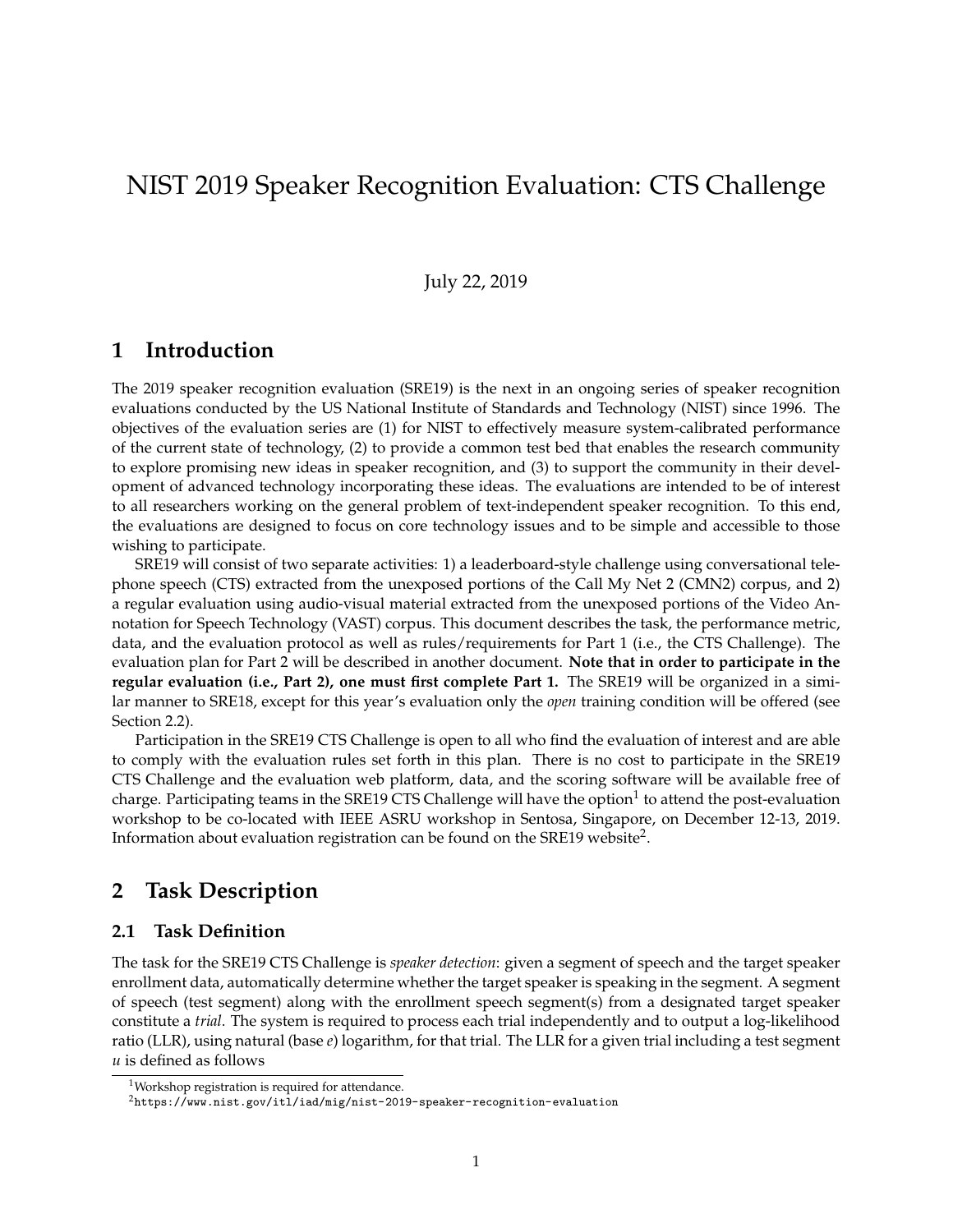# NIST 2019 Speaker Recognition Evaluation: CTS Challenge

July 22, 2019

## 1 Introduction

The 2019 speaker recognition evaluation (SRE19) is the next in an ongoing series of speaker recognition evaluations conducted by the US National Institute of Standards and Technology (NIST) since 1996. The objectives of the evaluation series are (1) for NIST to effectively measure system-calibrated performance of the current state of technology, (2) to provide a common test bed that enables the research community to explore promising new ideas in speaker recognition, and (3) to support the community in their development of advanced technology incorporating these ideas. The evaluations are intended to be of interest to all researchers working on the general problem of text-independent speaker recognition. To this end, the evaluations are designed to focus on core technology issues and to be simple and accessible to those wishing to participate.

SRE19 will consist of two separate activities: 1) a leaderboard-style challenge using conversational telephone speech (CTS) extracted from the unexposed portions of the Call My Net 2 (CMN2) corpus, and 2) a regular evaluation using audio-visual material extracted from the unexposed portions of the Video Annotation for Speech Technology (VAST) corpus. This document describes the task, the performance metric, data, and the evaluation protocol as well as rules/requirements for Part 1 (i.e., the CTS Challenge). The evaluation plan for Part 2 will be described in another document. **Note that in order to participate in the regular evaluation (i.e., Part 2), one must first complete Part 1.** The SRE19 will be organized in a similar manner to SRE18, except for this year's evaluation only the *open* training condition will be offered (see Section 2.2).

Participation in the SRE19 CTS Challenge is open to all who find the evaluation of interest and are able to comply with the evaluation rules set forth in this plan. There is no cost to participate in the SRE19 CTS Challenge and the evaluation web platform, data, and the scoring software will be available free of charge. Participating teams in the SRE19 CTS Challenge will have the option[1] to attend the post-evaluation workshop to be co-located with IEEE ASRU workshop in Sentosa, Singapore, on December 12-13, 2019. Information about evaluation registration can be found on the SRE19 website[2].

## 2 Task Description

### 2.1 Task Definition

The task for the SRE19 CTS Challenge is *speaker detection*: given a segment of speech and the target speaker enrollment data, automatically determine whether the target speaker is speaking in the segment. A segment of speech (test segment) along with the enrollment speech segment(s) from a designated target speaker constitute a *trial*. The system is required to process each trial independently and to output a log-likelihood ratio (LLR), using natural (base $e$) logarithm, for that trial. The LLR for a given trial including a test segment $u$ is defined as follows

---

[1] Workshop registration is required for attendance.

[2] https://www.nist.gov/itl/iad/mig/nist-2019-speaker-recognition-evaluation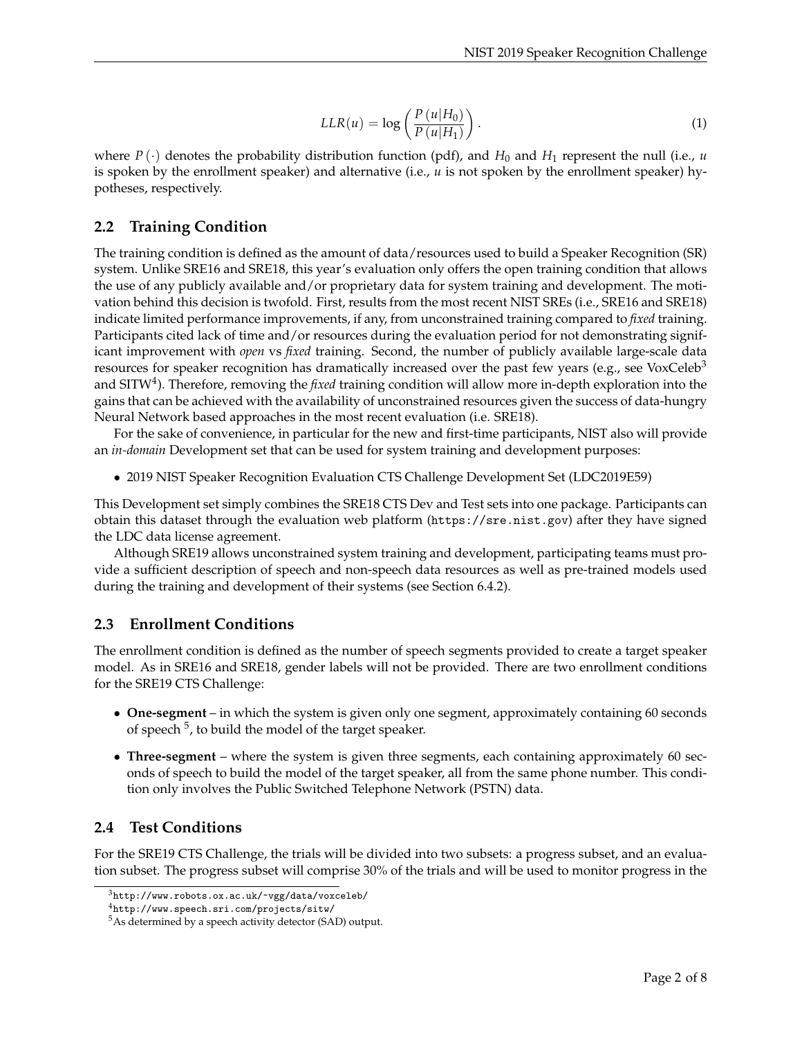$$LLR(u) = \log \left( \frac{P(u|H_0)}{P(u|H_1)} \right). \tag{1}$$

where $P(\cdot)$ denotes the probability distribution function (pdf), and $H_0$ and $H_1$ represent the null (i.e., $u$ is spoken by the enrollment speaker) and alternative (i.e., $u$ is not spoken by the enrollment speaker) hypotheses, respectively.

## 2.2 Training Condition

The training condition is defined as the amount of data/resources used to build a Speaker Recognition (SR) system. Unlike SRE16 and SRE18, this year's evaluation only offers the open training condition that allows the use of any publicly available and/or proprietary data for system training and development. The motivation behind this decision is twofold. First, results from the most recent NIST SREs (i.e., SRE16 and SRE18) indicate limited performance improvements, if any, from unconstrained training compared to *fixed* training. Participants cited lack of time and/or resources during the evaluation period for not demonstrating significant improvement with *open* vs *fixed* training. Second, the number of publicly available large-scale data resources for speaker recognition has dramatically increased over the past few years (e.g., see VoxCeleb[3] and SITW[4]). Therefore, removing the *fixed* training condition will allow more in-depth exploration into the gains that can be achieved with the availability of unconstrained resources given the success of data-hungry Neural Network based approaches in the most recent evaluation (i.e. SRE18).

For the sake of convenience, in particular for the new and first-time participants, NIST also will provide an *in-domain* Development set that can be used for system training and development purposes:

- 2019 NIST Speaker Recognition Evaluation CTS Challenge Development Set (LDC2019E59)

This Development set simply combines the SRE18 CTS Dev and Test sets into one package. Participants can obtain this dataset through the evaluation web platform (`https://sre.nist.gov`) after they have signed the LDC data license agreement.

Although SRE19 allows unconstrained system training and development, participating teams must provide a sufficient description of speech and non-speech data resources as well as pre-trained models used during the training and development of their systems (see Section 6.4.2).

## 2.3 Enrollment Conditions

The enrollment condition is defined as the number of speech segments provided to create a target speaker model. As in SRE16 and SRE18, gender labels will not be provided. There are two enrollment conditions for the SRE19 CTS Challenge:

- **One-segment** – in which the system is given only one segment, approximately containing 60 seconds of speech [5], to build the model of the target speaker.
- **Three-segment** – where the system is given three segments, each containing approximately 60 seconds of speech to build the model of the target speaker, all from the same phone number. This condition only involves the Public Switched Telephone Network (PSTN) data.

## 2.4 Test Conditions

For the SRE19 CTS Challenge, the trials will be divided into two subsets: a progress subset, and an evaluation subset. The progress subset will comprise 30% of the trials and will be used to monitor progress in the

[3] `http://www.robots.ox.ac.uk/~vgg/data/voxceleb/`

[4] `http://www.speech.sri.com/projects/sitw/`

[5] As determined by a speech activity detector (SAD) output.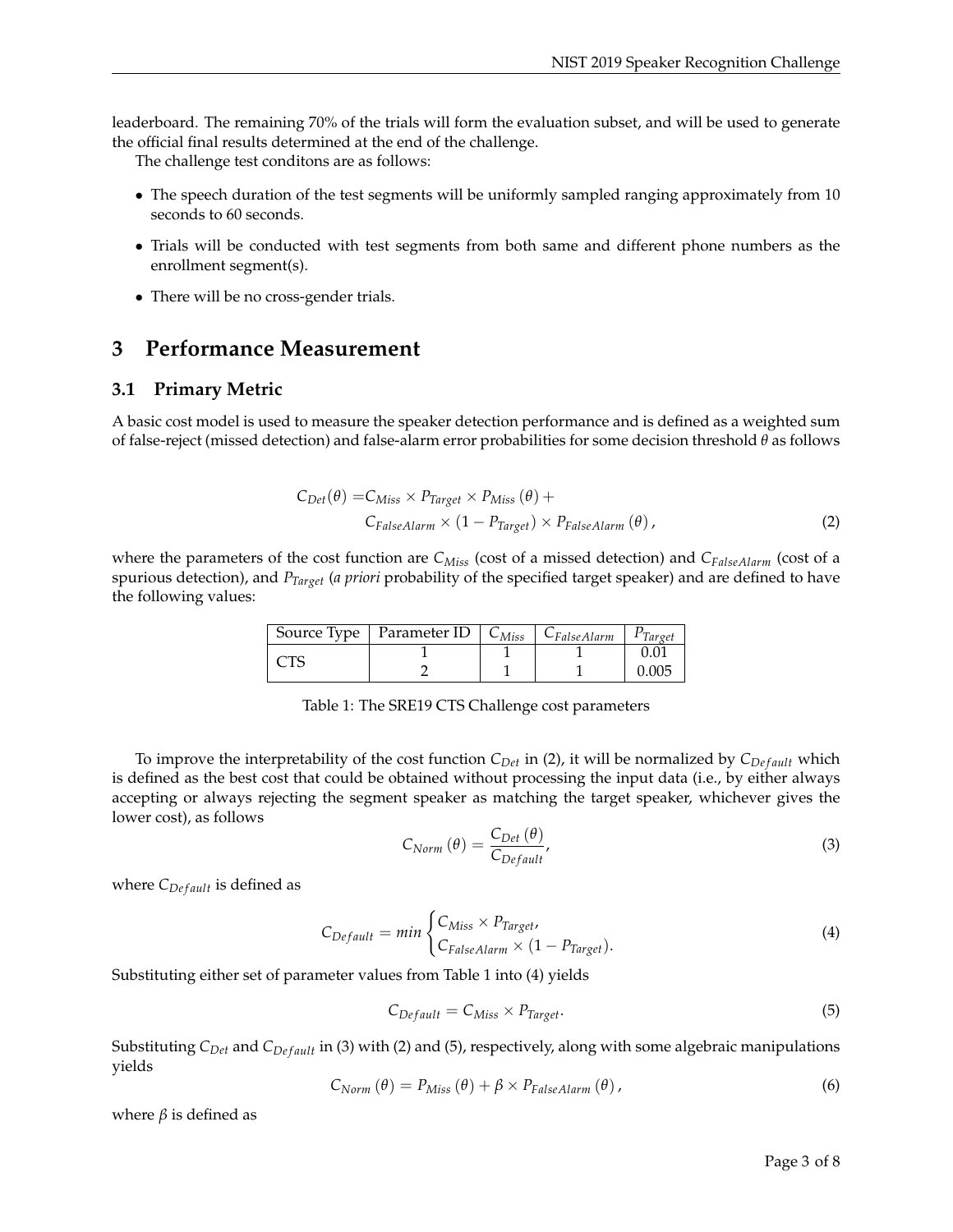leaderboard. The remaining 70% of the trials will form the evaluation subset, and will be used to generate the official final results determined at the end of the challenge.

The challenge test conditons are as follows:

- The speech duration of the test segments will be uniformly sampled ranging approximately from 10 seconds to 60 seconds.
- Trials will be conducted with test segments from both same and different phone numbers as the enrollment segment(s).
- There will be no cross-gender trials.

# 3 Performance Measurement

## 3.1 Primary Metric

A basic cost model is used to measure the speaker detection performance and is defined as a weighted sum of false-reject (missed detection) and false-alarm error probabilities for some decision threshold $\theta$ as follows

$$\begin{aligned} C_{Det}(\theta) = & C_{Miss} \times P_{Target} \times P_{Miss}(\theta) + \\ & C_{FalseAlarm} \times (1 - P_{Target}) \times P_{FalseAlarm}(\theta), \end{aligned} \tag{2}$$

where the parameters of the cost function are $C_{Miss}$ (cost of a missed detection) and $C_{FalseAlarm}$ (cost of a spurious detection), and $P_{Target}$ (*a priori* probability of the specified target speaker) and are defined to have the following values:

| Source Type | Parameter ID | $C_{Miss}$ | $C_{FalseAlarm}$ | $P_{Target}$ |
|---|---|---|---|---|
| CTS | 1 | 1 | 1 | 0.01 |
| | 2 | 1 | 1 | 0.005 |

Table 1: The SRE19 CTS Challenge cost parameters

To improve the interpretability of the cost function $C_{Det}$ in (2), it will be normalized by $C_{Default}$ which is defined as the best cost that could be obtained without processing the input data (i.e., by either always accepting or always rejecting the segment speaker as matching the target speaker, whichever gives the lower cost), as follows

$$C_{Norm}(\theta) = \frac{C_{Det}(\theta)}{C_{Default}}, \tag{3}$$

where $C_{Default}$ is defined as

$$C_{Default} = min \begin{cases} C_{Miss} \times P_{Target}, \\ C_{FalseAlarm} \times (1 - P_{Target}). \end{cases} \tag{4}$$

Substituting either set of parameter values from Table 1 into (4) yields

$$C_{Default} = C_{Miss} \times P_{Target}. \tag{5}$$

Substituting $C_{Det}$ and $C_{Default}$ in (3) with (2) and (5), respectively, along with some algebraic manipulations yields

$$C_{Norm}(\theta) = P_{Miss}(\theta) + \beta \times P_{FalseAlarm}(\theta), \tag{6}$$

where $\beta$ is defined as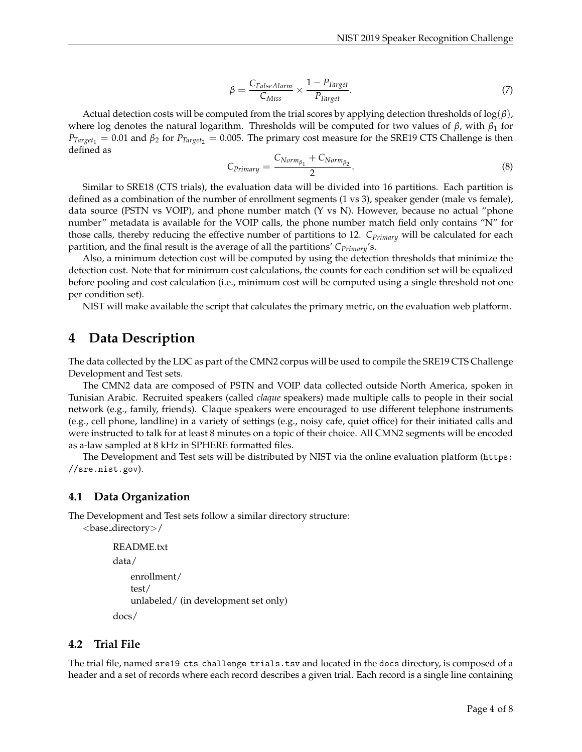$$\beta = \frac{C_{FalseAlarm}}{C_{Miss}} \times \frac{1 - P_{Target}}{P_{Target}}. \tag{7}$$

Actual detection costs will be computed from the trial scores by applying detection thresholds of $\log(\beta)$, where log denotes the natural logarithm. Thresholds will be computed for two values of $\beta$, with $\beta_1$ for $P_{Target_1} = 0.01$ and $\beta_2$ for $P_{Target_2} = 0.005$. The primary cost measure for the SRE19 CTS Challenge is then defined as

$$C_{Primary} = \frac{C_{Norm_{\beta_1}} + C_{Norm_{\beta_2}}}{2}. \tag{8}$$

Similar to SRE18 (CTS trials), the evaluation data will be divided into 16 partitions. Each partition is defined as a combination of the number of enrollment segments (1 vs 3), speaker gender (male vs female), data source (PSTN vs VOIP), and phone number match (Y vs N). However, because no actual "phone number" metadata is available for the VOIP calls, the phone number match field only contains "N" for those calls, thereby reducing the effective number of partitions to 12. $C_{Primary}$ will be calculated for each partition, and the final result is the average of all the partitions' $C_{Primary}$'s.

Also, a minimum detection cost will be computed by using the detection thresholds that minimize the detection cost. Note that for minimum cost calculations, the counts for each condition set will be equalized before pooling and cost calculation (i.e., minimum cost will be computed using a single threshold not one per condition set).

NIST will make available the script that calculates the primary metric, on the evaluation web platform.

# 4 Data Description

The data collected by the LDC as part of the CMN2 corpus will be used to compile the SRE19 CTS Challenge Development and Test sets.

The CMN2 data are composed of PSTN and VOIP data collected outside North America, spoken in Tunisian Arabic. Recruited speakers (called *claque* speakers) made multiple calls to people in their social network (e.g., family, friends). Claque speakers were encouraged to use different telephone instruments (e.g., cell phone, landline) in a variety of settings (e.g., noisy cafe, quiet office) for their initiated calls and were instructed to talk for at least 8 minutes on a topic of their choice. All CMN2 segments will be encoded as a-law sampled at 8 kHz in SPHERE formatted files.

The Development and Test sets will be distributed by NIST via the online evaluation platform (`https://sre.nist.gov`).

## 4.1 Data Organization

The Development and Test sets follow a similar directory structure:

```
<base_directory>/
    README.txt
    data/
        enrollment/
        test/
        unlabeled/ (in development set only)
    docs/
```

## 4.2 Trial File

The trial file, named `sre19_cts_challenge_trials.tsv` and located in the `docs` directory, is composed of a header and a set of records where each record describes a given trial. Each record is a single line containing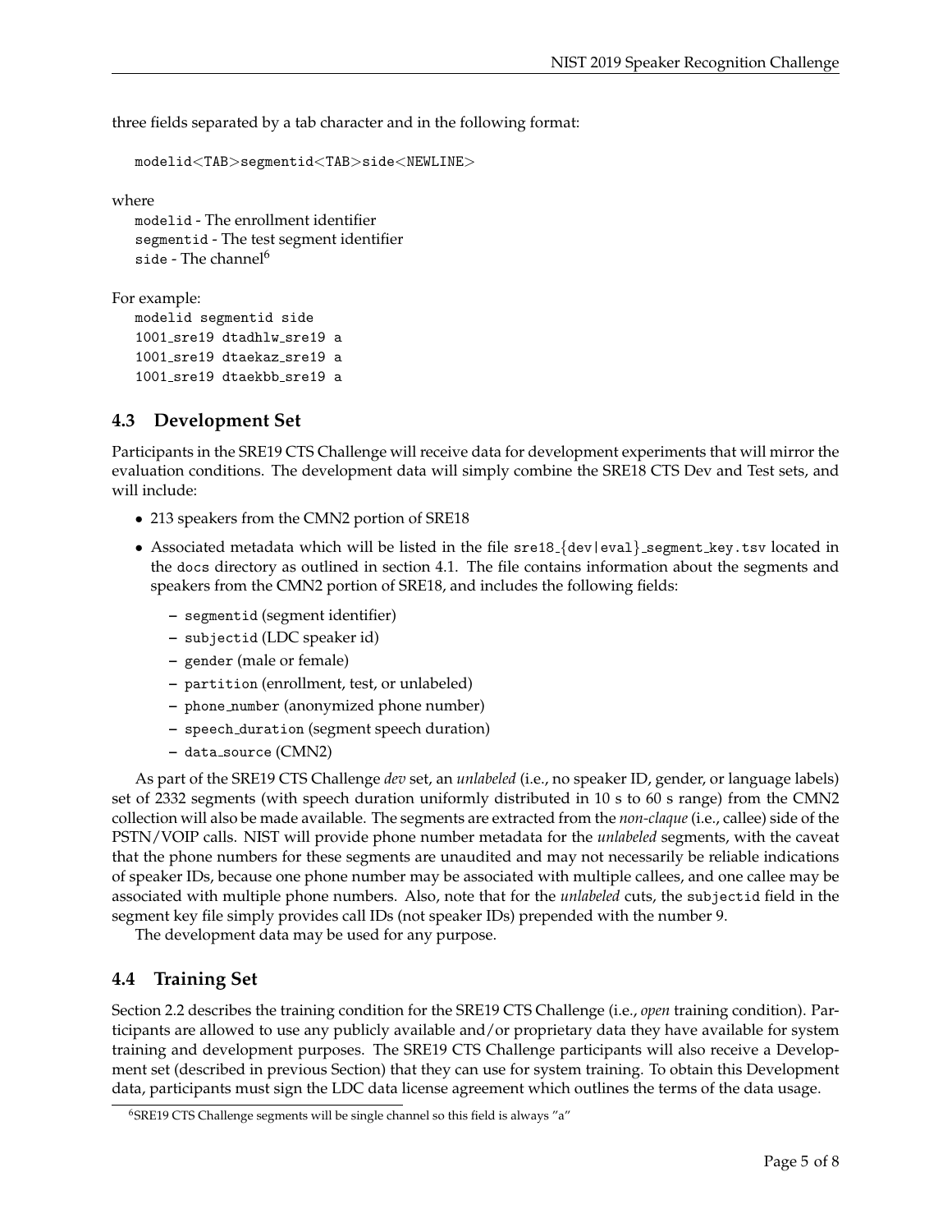three fields separated by a tab character and in the following format:

```
modelid<TAB>segmentid<TAB>side<NEWLINE>
```

where

`modelid` - The enrollment identifier
`segmentid` - The test segment identifier
`side` - The channel[6]

For example:

```
modelid segmentid side
1001_sre19 dtadhlw_sre19 a
1001_sre19 dtaekaz_sre19 a
1001_sre19 dtaekbb_sre19 a
```

## 4.3 Development Set

Participants in the SRE19 CTS Challenge will receive data for development experiments that will mirror the evaluation conditions. The development data will simply combine the SRE18 CTS Dev and Test sets, and will include:

- 213 speakers from the CMN2 portion of SRE18
- Associated metadata which will be listed in the file `sre18_{dev|eval}_segment_key.tsv` located in the `docs` directory as outlined in section 4.1. The file contains information about the segments and speakers from the CMN2 portion of SRE18, and includes the following fields:
  - `segmentid` (segment identifier)
  - `subjectid` (LDC speaker id)
  - `gender` (male or female)
  - `partition` (enrollment, test, or unlabeled)
  - `phone_number` (anonymized phone number)
  - `speech_duration` (segment speech duration)
  - `data_source` (CMN2)

As part of the SRE19 CTS Challenge *dev* set, an *unlabeled* (i.e., no speaker ID, gender, or language labels) set of 2332 segments (with speech duration uniformly distributed in 10 s to 60 s range) from the CMN2 collection will also be made available. The segments are extracted from the *non-claque* (i.e., callee) side of the PSTN/VOIP calls. NIST will provide phone number metadata for the *unlabeled* segments, with the caveat that the phone numbers for these segments are unaudited and may not necessarily be reliable indications of speaker IDs, because one phone number may be associated with multiple callees, and one callee may be associated with multiple phone numbers. Also, note that for the *unlabeled* cuts, the `subjectid` field in the segment key file simply provides call IDs (not speaker IDs) prepended with the number 9.

The development data may be used for any purpose.

## 4.4 Training Set

Section 2.2 describes the training condition for the SRE19 CTS Challenge (i.e., *open* training condition). Participants are allowed to use any publicly available and/or proprietary data they have available for system training and development purposes. The SRE19 CTS Challenge participants will also receive a Development set (described in previous Section) that they can use for system training. To obtain this Development data, participants must sign the LDC data license agreement which outlines the terms of the data usage.

[6] SRE19 CTS Challenge segments will be single channel so this field is always "a"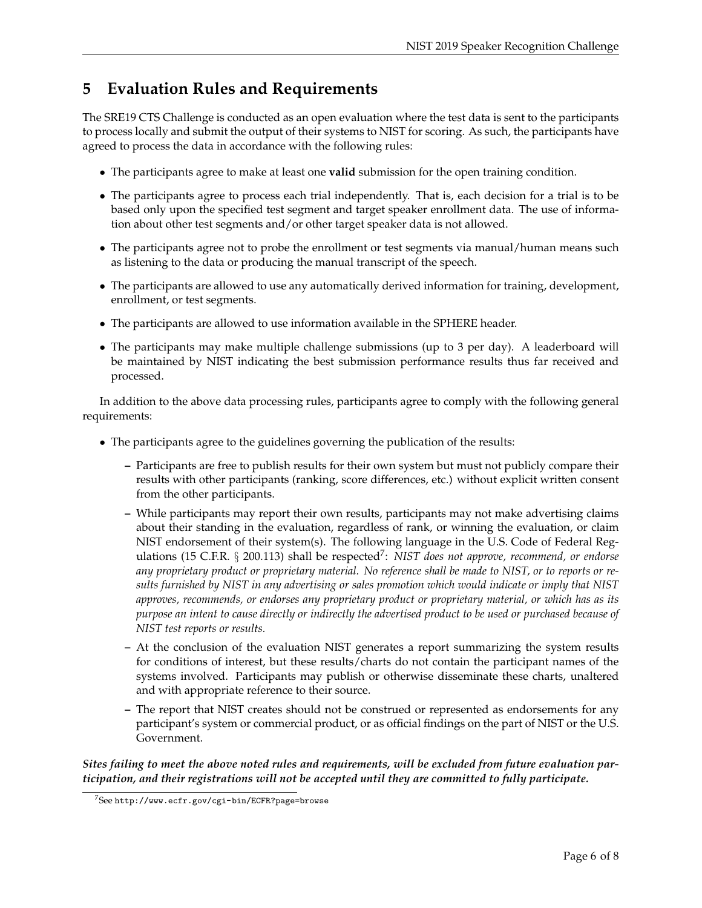# 5 Evaluation Rules and Requirements

The SRE19 CTS Challenge is conducted as an open evaluation where the test data is sent to the participants to process locally and submit the output of their systems to NIST for scoring. As such, the participants have agreed to process the data in accordance with the following rules:

- The participants agree to make at least one **valid** submission for the open training condition.
- The participants agree to process each trial independently. That is, each decision for a trial is to be based only upon the specified test segment and target speaker enrollment data. The use of information about other test segments and/or other target speaker data is not allowed.
- The participants agree not to probe the enrollment or test segments via manual/human means such as listening to the data or producing the manual transcript of the speech.
- The participants are allowed to use any automatically derived information for training, development, enrollment, or test segments.
- The participants are allowed to use information available in the SPHERE header.
- The participants may make multiple challenge submissions (up to 3 per day). A leaderboard will be maintained by NIST indicating the best submission performance results thus far received and processed.

In addition to the above data processing rules, participants agree to comply with the following general requirements:

- The participants agree to the guidelines governing the publication of the results:
  - Participants are free to publish results for their own system but must not publicly compare their results with other participants (ranking, score differences, etc.) without explicit written consent from the other participants.
  - While participants may report their own results, participants may not make advertising claims about their standing in the evaluation, regardless of rank, or winning the evaluation, or claim NIST endorsement of their system(s). The following language in the U.S. Code of Federal Regulations (15 C.F.R. § 200.113) shall be respected[7]: *NIST does not approve, recommend, or endorse any proprietary product or proprietary material. No reference shall be made to NIST, or to reports or results furnished by NIST in any advertising or sales promotion which would indicate or imply that NIST approves, recommends, or endorses any proprietary product or proprietary material, or which has as its purpose an intent to cause directly or indirectly the advertised product to be used or purchased because of NIST test reports or results.*
  - At the conclusion of the evaluation NIST generates a report summarizing the system results for conditions of interest, but these results/charts do not contain the participant names of the systems involved. Participants may publish or otherwise disseminate these charts, unaltered and with appropriate reference to their source.
  - The report that NIST creates should not be construed or represented as endorsements for any participant's system or commercial product, or as official findings on the part of NIST or the U.S. Government.

***Sites failing to meet the above noted rules and requirements, will be excluded from future evaluation participation, and their registrations will not be accepted until they are committed to fully participate.***

[7] See http://www.ecfr.gov/cgi-bin/ECFR?page=browse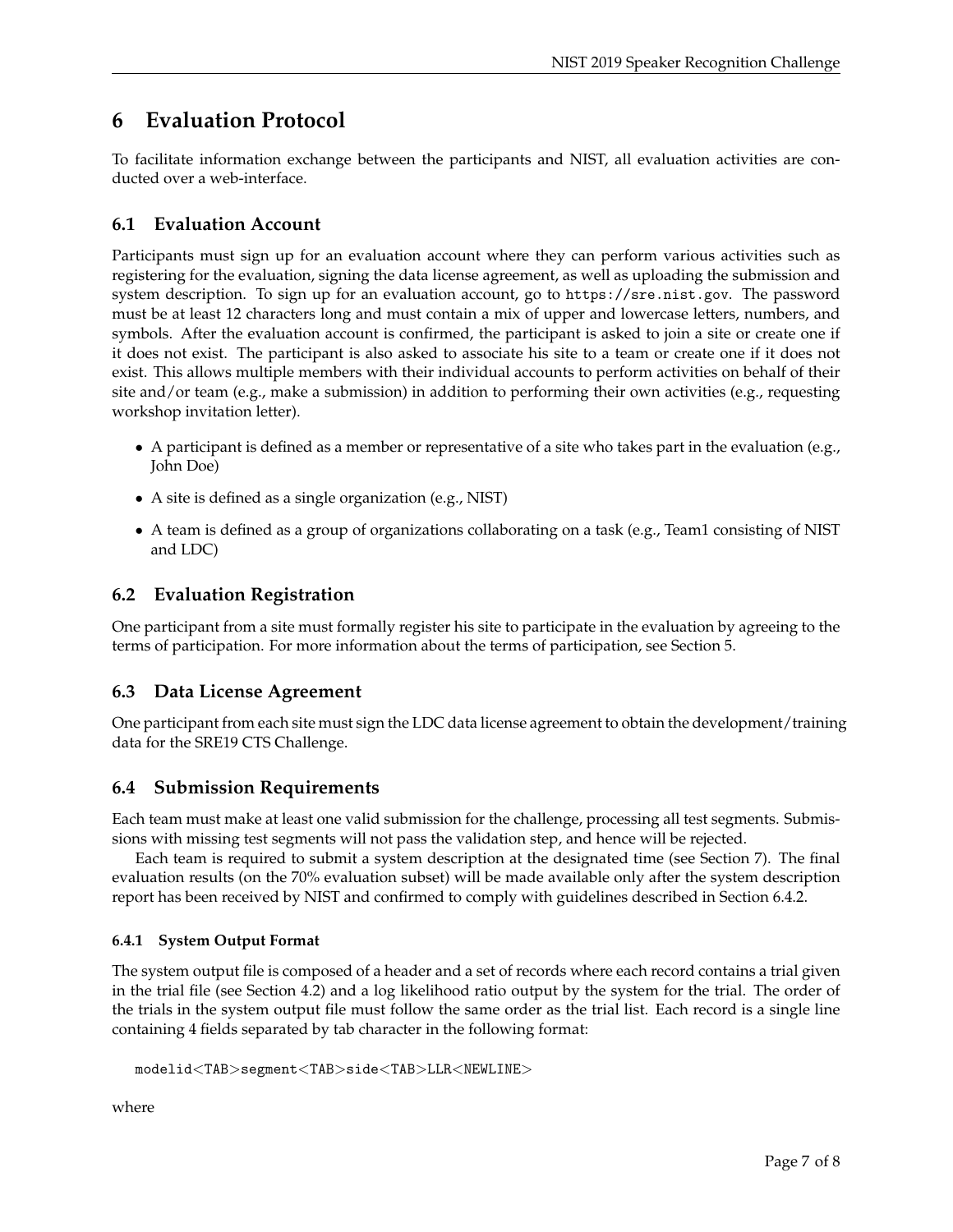# 6 Evaluation Protocol

To facilitate information exchange between the participants and NIST, all evaluation activities are conducted over a web-interface.

## 6.1 Evaluation Account

Participants must sign up for an evaluation account where they can perform various activities such as registering for the evaluation, signing the data license agreement, as well as uploading the submission and system description. To sign up for an evaluation account, go to `https://sre.nist.gov`. The password must be at least 12 characters long and must contain a mix of upper and lowercase letters, numbers, and symbols. After the evaluation account is confirmed, the participant is asked to join a site or create one if it does not exist. The participant is also asked to associate his site to a team or create one if it does not exist. This allows multiple members with their individual accounts to perform activities on behalf of their site and/or team (e.g., make a submission) in addition to performing their own activities (e.g., requesting workshop invitation letter).

- A participant is defined as a member or representative of a site who takes part in the evaluation (e.g., John Doe)
- A site is defined as a single organization (e.g., NIST)
- A team is defined as a group of organizations collaborating on a task (e.g., Team1 consisting of NIST and LDC)

## 6.2 Evaluation Registration

One participant from a site must formally register his site to participate in the evaluation by agreeing to the terms of participation. For more information about the terms of participation, see Section 5.

## 6.3 Data License Agreement

One participant from each site must sign the LDC data license agreement to obtain the development/training data for the SRE19 CTS Challenge.

## 6.4 Submission Requirements

Each team must make at least one valid submission for the challenge, processing all test segments. Submissions with missing test segments will not pass the validation step, and hence will be rejected.

Each team is required to submit a system description at the designated time (see Section 7). The final evaluation results (on the 70% evaluation subset) will be made available only after the system description report has been received by NIST and confirmed to comply with guidelines described in Section 6.4.2.

### 6.4.1 System Output Format

The system output file is composed of a header and a set of records where each record contains a trial given in the trial file (see Section 4.2) and a log likelihood ratio output by the system for the trial. The order of the trials in the system output file must follow the same order as the trial list. Each record is a single line containing 4 fields separated by tab character in the following format:

```
modelid<TAB>segment<TAB>side<TAB>LLR<NEWLINE>
```

where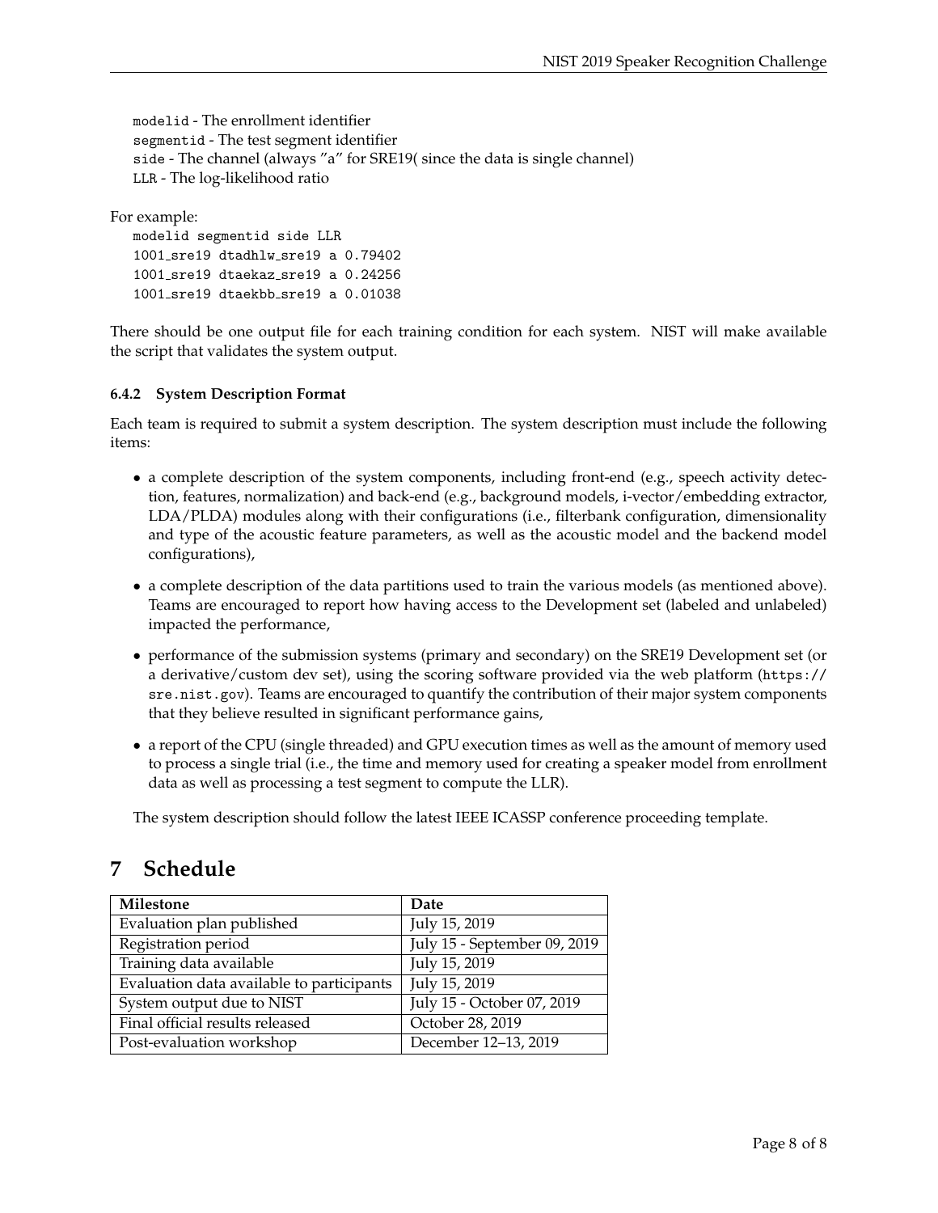modelid - The enrollment identifier
segmentid - The test segment identifier
side - The channel (always "a" for SRE19( since the data is single channel)
LLR - The log-likelihood ratio

For example:

```
modelid segmentid side LLR
1001_sre19 dtadhlw_sre19 a 0.79402
1001_sre19 dtaekaz_sre19 a 0.24256
1001_sre19 dtaekbb_sre19 a 0.01038
```

There should be one output file for each training condition for each system. NIST will make available the script that validates the system output.

#### 6.4.2 System Description Format

Each team is required to submit a system description. The system description must include the following items:

- a complete description of the system components, including front-end (e.g., speech activity detection, features, normalization) and back-end (e.g., background models, i-vector/embedding extractor, LDA/PLDA) modules along with their configurations (i.e., filterbank configuration, dimensionality and type of the acoustic feature parameters, as well as the acoustic model and the backend model configurations),
- a complete description of the data partitions used to train the various models (as mentioned above). Teams are encouraged to report how having access to the Development set (labeled and unlabeled) impacted the performance,
- performance of the submission systems (primary and secondary) on the SRE19 Development set (or a derivative/custom dev set), using the scoring software provided via the web platform (https://sre.nist.gov). Teams are encouraged to quantify the contribution of their major system components that they believe resulted in significant performance gains,
- a report of the CPU (single threaded) and GPU execution times as well as the amount of memory used to process a single trial (i.e., the time and memory used for creating a speaker model from enrollment data as well as processing a test segment to compute the LLR).

The system description should follow the latest IEEE ICASSP conference proceeding template.

## 7 Schedule

| Milestone | Date |
| --- | --- |
| Evaluation plan published | July 15, 2019 |
| Registration period | July 15 - September 09, 2019 |
| Training data available | July 15, 2019 |
| Evaluation data available to participants | July 15, 2019 |
| System output due to NIST | July 15 - October 07, 2019 |
| Final official results released | October 28, 2019 |
| Post-evaluation workshop | December 12–13, 2019 |